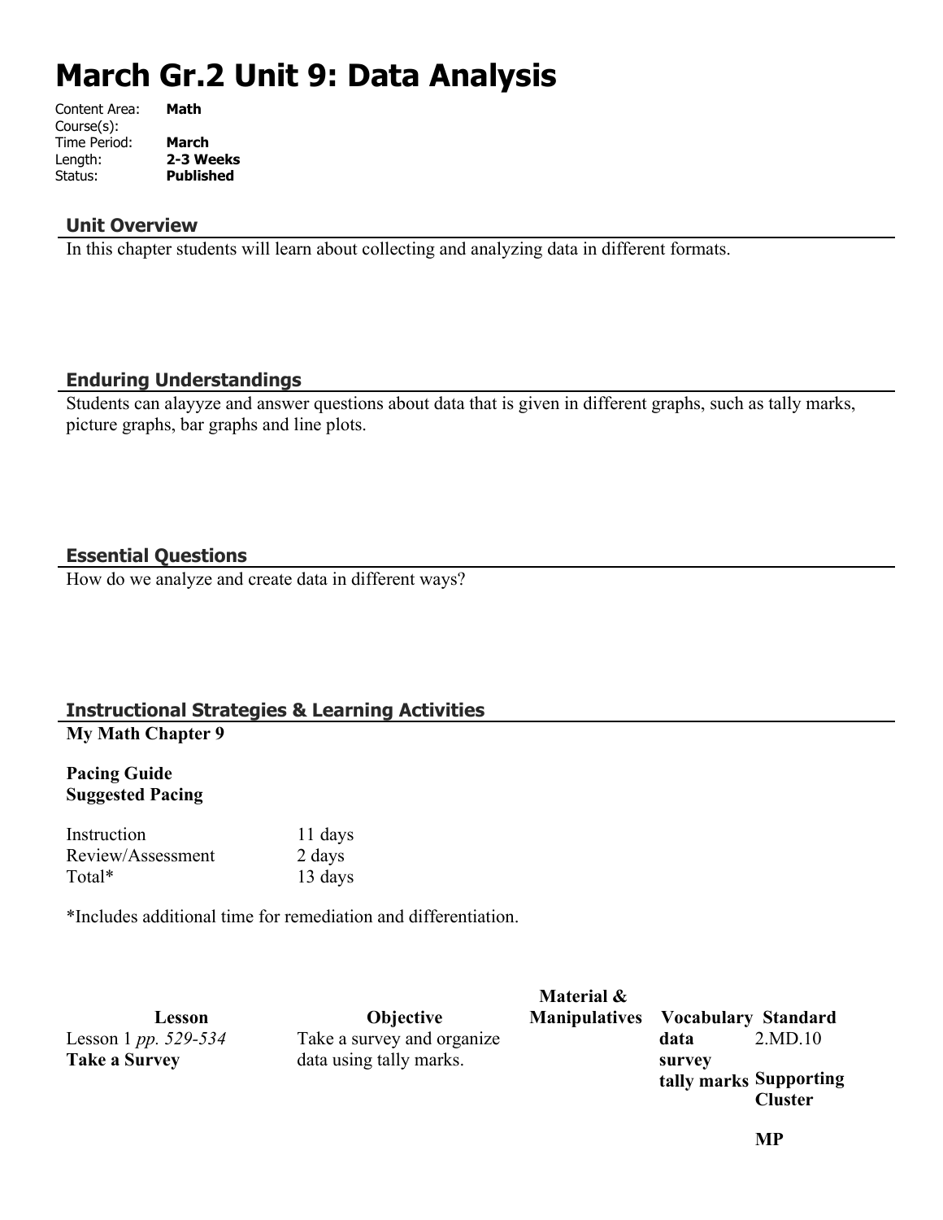# March Gr.2 Unit 9: Data Analysis

Content Area: **Math**
Course(s):
Time Period: **March**
Length: **2-3 Weeks**
Status: **Published**

## Unit Overview

In this chapter students will learn about collecting and analyzing data in different formats.

## Enduring Understandings

Students can alayyze and answer questions about data that is given in different graphs, such as tally marks, picture graphs, bar graphs and line plots.

## Essential Questions

How do we analyze and create data in different ways?

## Instructional Strategies & Learning Activities

**My Math Chapter 9**

**Pacing Guide**
**Suggested Pacing**

| | |
|---|---|
| Instruction | 11 days |
| Review/Assessment | 2 days |
| Total* | 13 days |

*Includes additional time for remediation and differentiation.

| Lesson | Objective | Material & Manipulatives | Vocabulary | Standard |
|---|---|---|---|---|
| Lesson 1 *pp. 529-534* **Take a Survey** | Take a survey and organize data using tally marks. | | **data** **survey** **tally marks** | 2.MD.10 **Supporting Cluster** **MP** |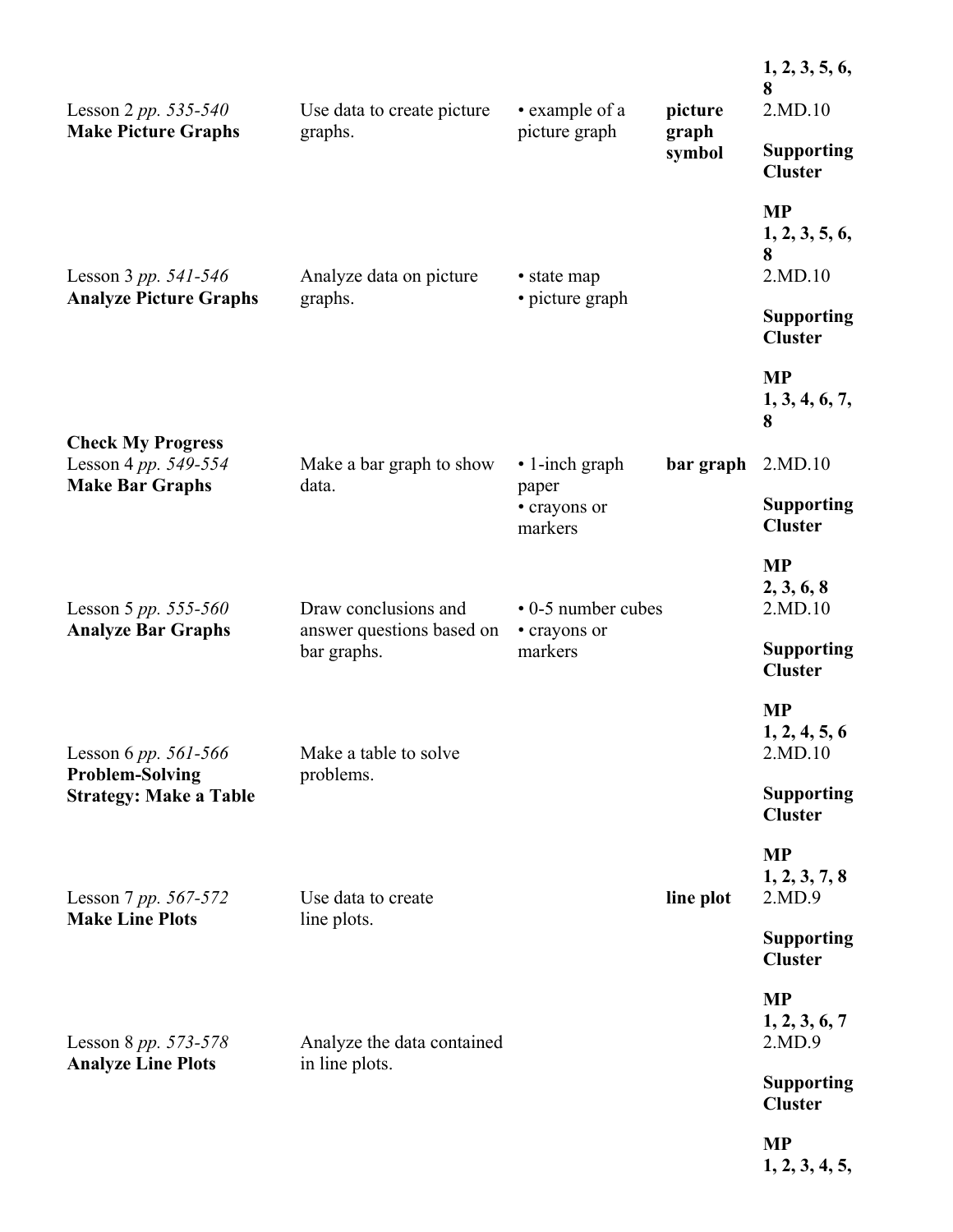| | | | | |
|---|---|---|---|---|
| | | | | **1, 2, 3, 5, 6, 8** |
| Lesson 2 *pp. 535-540* **Make Picture Graphs** | Use data to create picture graphs. | • example of a picture graph | **picture graph symbol** | 2.MD.10 **Supporting Cluster** **MP 1, 2, 3, 5, 6, 8** |
| Lesson 3 *pp. 541-546* **Analyze Picture Graphs** | Analyze data on picture graphs. | • state map • picture graph | | 2.MD.10 **Supporting Cluster** **MP 1, 3, 4, 6, 7, 8** |
| **Check My Progress** | | | | |
| Lesson 4 *pp. 549-554* **Make Bar Graphs** | Make a bar graph to show data. | • 1-inch graph paper • crayons or markers | **bar graph** | 2.MD.10 **Supporting Cluster** **MP 2, 3, 6, 8** |
| Lesson 5 *pp. 555-560* **Analyze Bar Graphs** | Draw conclusions and answer questions based on bar graphs. | • 0-5 number cubes • crayons or markers | | 2.MD.10 **Supporting Cluster** **MP 1, 2, 4, 5, 6** |
| Lesson 6 *pp. 561-566* **Problem-Solving Strategy: Make a Table** | Make a table to solve problems. | | | 2.MD.10 **Supporting Cluster** **MP 1, 2, 3, 7, 8** |
| Lesson 7 *pp. 567-572* **Make Line Plots** | Use data to create line plots. | | **line plot** | 2.MD.9 **Supporting Cluster** **MP 1, 2, 3, 6, 7** |
| Lesson 8 *pp. 573-578* **Analyze Line Plots** | Analyze the data contained in line plots. | | | 2.MD.9 **Supporting Cluster** **MP 1, 2, 3, 4, 5,** |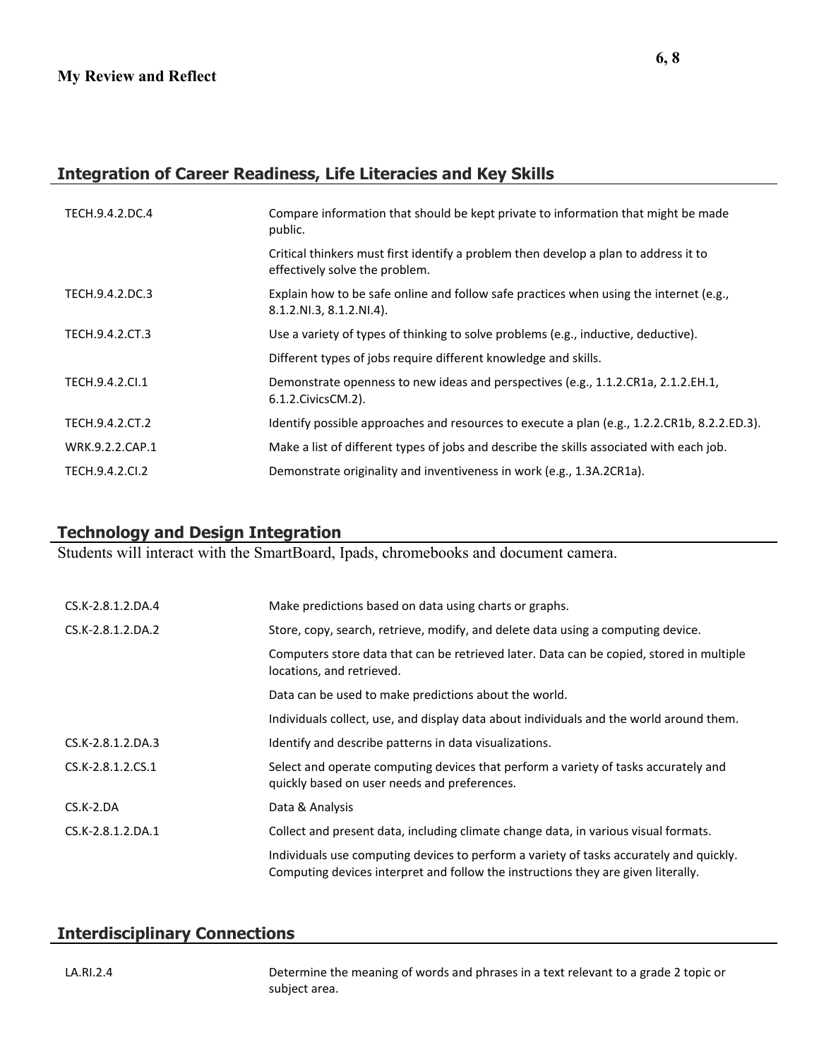**My Review and Reflect**

**6, 8**

## Integration of Career Readiness, Life Literacies and Key Skills

| | |
|---|---|
| TECH.9.4.2.DC.4 | Compare information that should be kept private to information that might be made public. |
| | Critical thinkers must first identify a problem then develop a plan to address it to effectively solve the problem. |
| TECH.9.4.2.DC.3 | Explain how to be safe online and follow safe practices when using the internet (e.g., 8.1.2.NI.3, 8.1.2.NI.4). |
| TECH.9.4.2.CT.3 | Use a variety of types of thinking to solve problems (e.g., inductive, deductive). |
| | Different types of jobs require different knowledge and skills. |
| TECH.9.4.2.CI.1 | Demonstrate openness to new ideas and perspectives (e.g., 1.1.2.CR1a, 2.1.2.EH.1, 6.1.2.CivicsCM.2). |
| TECH.9.4.2.CT.2 | Identify possible approaches and resources to execute a plan (e.g., 1.2.2.CR1b, 8.2.2.ED.3). |
| WRK.9.2.2.CAP.1 | Make a list of different types of jobs and describe the skills associated with each job. |
| TECH.9.4.2.CI.2 | Demonstrate originality and inventiveness in work (e.g., 1.3A.2CR1a). |

## Technology and Design Integration

Students will interact with the SmartBoard, Ipads, chromebooks and document camera.

| | |
|---|---|
| CS.K-2.8.1.2.DA.4 | Make predictions based on data using charts or graphs. |
| CS.K-2.8.1.2.DA.2 | Store, copy, search, retrieve, modify, and delete data using a computing device. |
| | Computers store data that can be retrieved later. Data can be copied, stored in multiple locations, and retrieved. |
| | Data can be used to make predictions about the world. |
| | Individuals collect, use, and display data about individuals and the world around them. |
| CS.K-2.8.1.2.DA.3 | Identify and describe patterns in data visualizations. |
| CS.K-2.8.1.2.CS.1 | Select and operate computing devices that perform a variety of tasks accurately and quickly based on user needs and preferences. |
| CS.K-2.DA | Data & Analysis |
| CS.K-2.8.1.2.DA.1 | Collect and present data, including climate change data, in various visual formats. |
| | Individuals use computing devices to perform a variety of tasks accurately and quickly. Computing devices interpret and follow the instructions they are given literally. |

## Interdisciplinary Connections

| | |
|---|---|
| LA.RI.2.4 | Determine the meaning of words and phrases in a text relevant to a grade 2 topic or subject area. |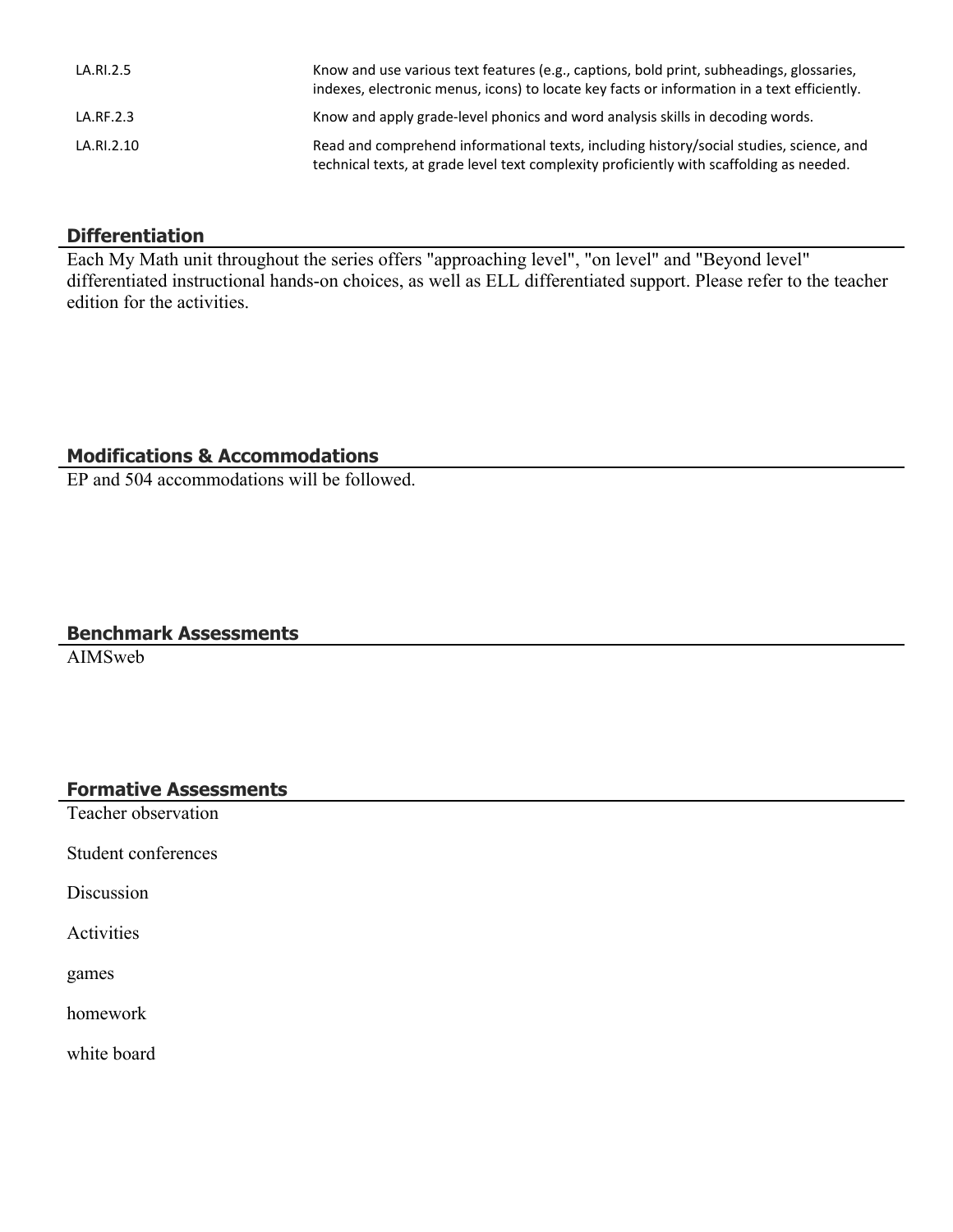| | |
|---|---|
| LA.RI.2.5 | Know and use various text features (e.g., captions, bold print, subheadings, glossaries, indexes, electronic menus, icons) to locate key facts or information in a text efficiently. |
| LA.RF.2.3 | Know and apply grade-level phonics and word analysis skills in decoding words. |
| LA.RI.2.10 | Read and comprehend informational texts, including history/social studies, science, and technical texts, at grade level text complexity proficiently with scaffolding as needed. |

## Differentiation

Each My Math unit throughout the series offers "approaching level", "on level" and "Beyond level" differentiated instructional hands-on choices, as well as ELL differentiated support. Please refer to the teacher edition for the activities.

## Modifications & Accommodations

EP and 504 accommodations will be followed.

## Benchmark Assessments

AIMSweb

## Formative Assessments

Teacher observation

Student conferences

Discussion

Activities

games

homework

white board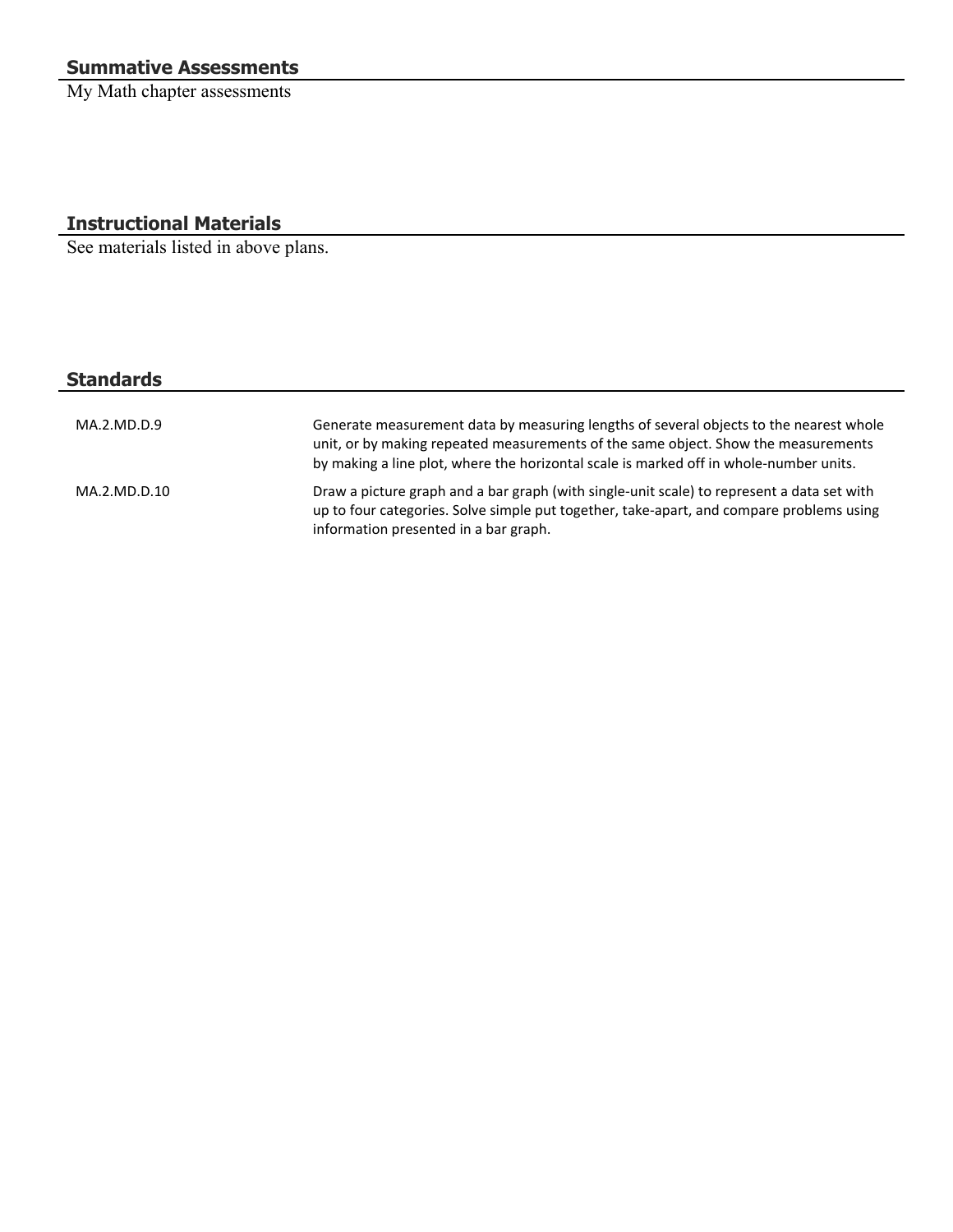## Summative Assessments

My Math chapter assessments

## Instructional Materials

See materials listed in above plans.

## Standards

| | |
|---|---|
| MA.2.MD.D.9 | Generate measurement data by measuring lengths of several objects to the nearest whole unit, or by making repeated measurements of the same object. Show the measurements by making a line plot, where the horizontal scale is marked off in whole-number units. |
| MA.2.MD.D.10 | Draw a picture graph and a bar graph (with single-unit scale) to represent a data set with up to four categories. Solve simple put together, take-apart, and compare problems using information presented in a bar graph. |